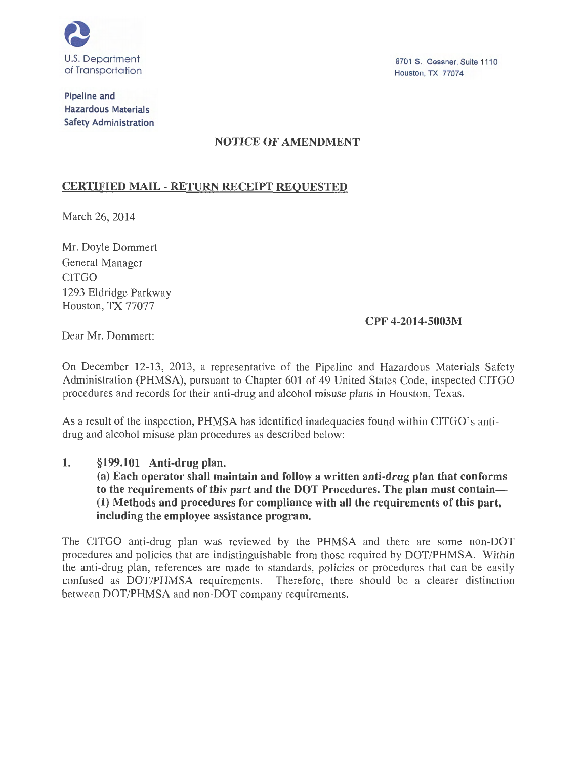U.S. Department of Transportation

**Pipeline and Hazardous Materials Safety Administration**

8701 S. Gessner, Suite 1110
Houston, TX 77074

## NOTICE OF AMENDMENT

**CERTIFIED MAIL - RETURN RECEIPT REQUESTED**

March 26, 2014

Mr. Doyle Dommert
General Manager
CITGO
1293 Eldridge Parkway
Houston, TX 77077

**CPF 4-2014-5003M**

Dear Mr. Dommert:

On December 12-13, 2013, a representative of the Pipeline and Hazardous Materials Safety Administration (PHMSA), pursuant to Chapter 601 of 49 United States Code, inspected CITGO procedures and records for their anti-drug and alcohol misuse plans in Houston, Texas.

As a result of the inspection, PHMSA has identified inadequacies found within CITGO's anti-drug and alcohol misuse plan procedures as described below:

1. **§199.101 Anti-drug plan.**
   **(a) Each operator shall maintain and follow a written anti-drug plan that conforms to the requirements of this part and the DOT Procedures. The plan must contain—**
   **(1) Methods and procedures for compliance with all the requirements of this part, including the employee assistance program.**

The CITGO anti-drug plan was reviewed by the PHMSA and there are some non-DOT procedures and policies that are indistinguishable from those required by DOT/PHMSA. Within the anti-drug plan, references are made to standards, policies or procedures that can be easily confused as DOT/PHMSA requirements. Therefore, there should be a clearer distinction between DOT/PHMSA and non-DOT company requirements.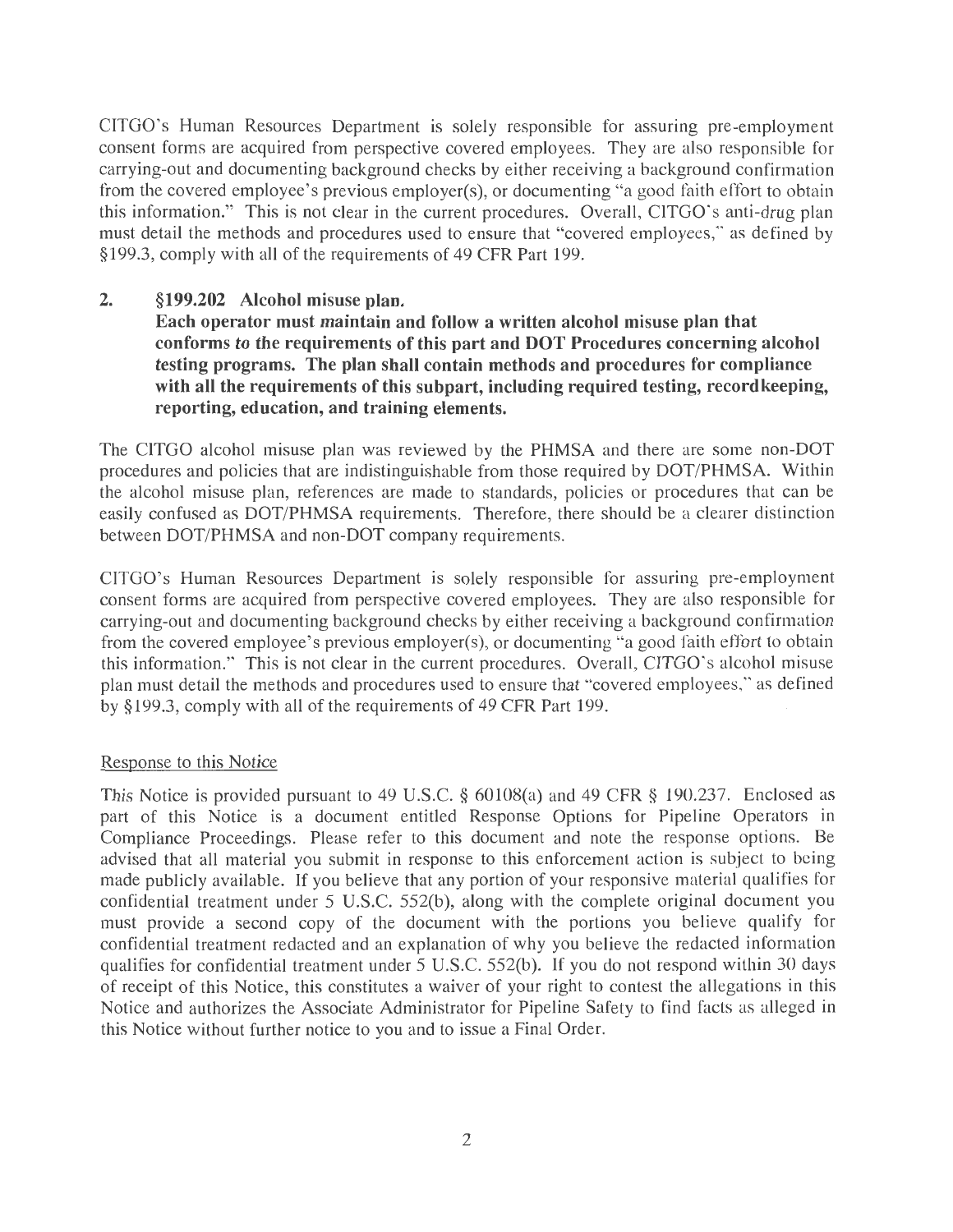CITGO's Human Resources Department is solely responsible for assuring pre-employment consent forms are acquired from perspective covered employees. They are also responsible for carrying-out and documenting background checks by either receiving a background confirmation from the covered employee's previous employer(s), or documenting "a good faith effort to obtain this information." This is not clear in the current procedures. Overall, CITGO's anti-drug plan must detail the methods and procedures used to ensure that "covered employees," as defined by §199.3, comply with all of the requirements of 49 CFR Part 199.

2. **§199.202 Alcohol misuse plan.**
   **Each operator must maintain and follow a written alcohol misuse plan that conforms to the requirements of this part and DOT Procedures concerning alcohol testing programs. The plan shall contain methods and procedures for compliance with all the requirements of this subpart, including required testing, recordkeeping, reporting, education, and training elements.**

The CITGO alcohol misuse plan was reviewed by the PHMSA and there are some non-DOT procedures and policies that are indistinguishable from those required by DOT/PHMSA. Within the alcohol misuse plan, references are made to standards, policies or procedures that can be easily confused as DOT/PHMSA requirements. Therefore, there should be a clearer distinction between DOT/PHMSA and non-DOT company requirements.

CITGO's Human Resources Department is solely responsible for assuring pre-employment consent forms are acquired from perspective covered employees. They are also responsible for carrying-out and documenting background checks by either receiving a background confirmation from the covered employee's previous employer(s), or documenting "a good faith effort to obtain this information." This is not clear in the current procedures. Overall, CITGO's alcohol misuse plan must detail the methods and procedures used to ensure that "covered employees," as defined by §199.3, comply with all of the requirements of 49 CFR Part 199.

Response to this Notice

This Notice is provided pursuant to 49 U.S.C. § 60108(a) and 49 CFR § 190.237. Enclosed as part of this Notice is a document entitled Response Options for Pipeline Operators in Compliance Proceedings. Please refer to this document and note the response options. Be advised that all material you submit in response to this enforcement action is subject to being made publicly available. If you believe that any portion of your responsive material qualifies for confidential treatment under 5 U.S.C. 552(b), along with the complete original document you must provide a second copy of the document with the portions you believe qualify for confidential treatment redacted and an explanation of why you believe the redacted information qualifies for confidential treatment under 5 U.S.C. 552(b). If you do not respond within 30 days of receipt of this Notice, this constitutes a waiver of your right to contest the allegations in this Notice and authorizes the Associate Administrator for Pipeline Safety to find facts as alleged in this Notice without further notice to you and to issue a Final Order.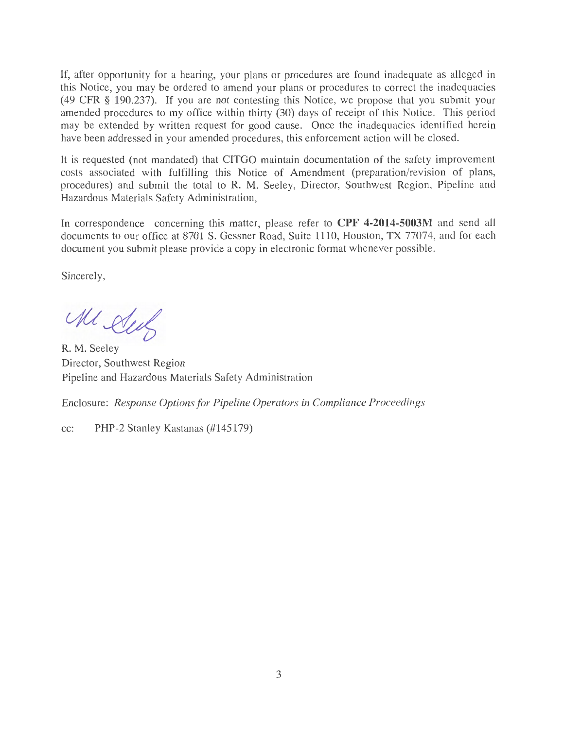If, after opportunity for a hearing, your plans or procedures are found inadequate as alleged in this Notice, you may be ordered to amend your plans or procedures to correct the inadequacies (49 CFR § 190.237). If you are *not* contesting this Notice, we propose that you submit your amended procedures to my office within thirty (30) days of receipt of this Notice. This period may be extended by written request for good cause. Once the inadequacies identified herein have been addressed in your amended procedures, this enforcement action will be closed.

It is requested (not mandated) that CITGO maintain documentation of the safety improvement costs associated with fulfilling this Notice of Amendment (preparation/revision of plans, procedures) and submit the total to R. M. Seeley, Director, Southwest Region, Pipeline and Hazardous Materials Safety Administration,

In correspondence concerning this matter, please refer to **CPF 4-2014-5003M** and send all documents to our office at 8701 S. Gessner Road, Suite 1110, Houston, TX 77074, and for each document you submit please provide a copy in electronic format whenever possible.

Sincerely,

R. M. Seeley
Director, Southwest Region
Pipeline and Hazardous Materials Safety Administration

Enclosure: *Response Options for Pipeline Operators in Compliance Proceedings*

cc: PHP-2 Stanley Kastanas (#145179)